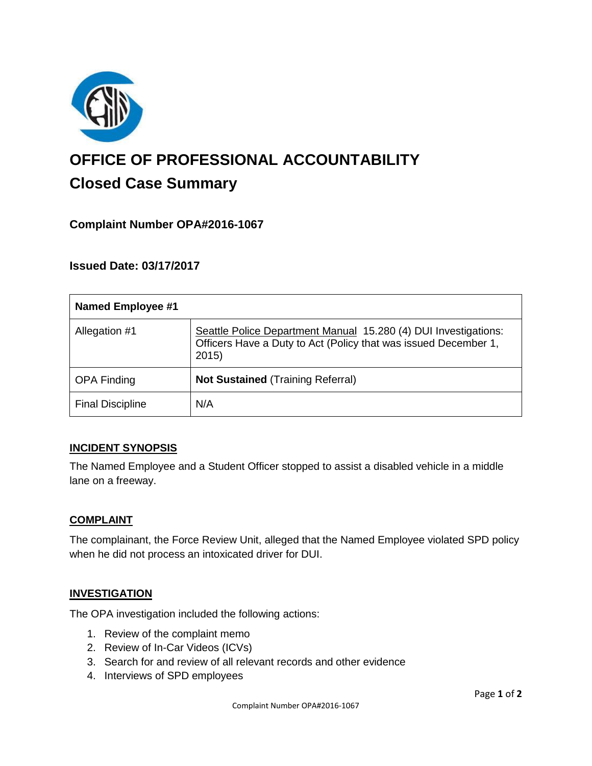# OFFICE OF PROFESSIONAL ACCOUNTABILITY

## Closed Case Summary

### Complaint Number OPA#2016-1067

### Issued Date: 03/17/2017

| Named Employee #1 | |
|---|---|
| Allegation #1 | Seattle Police Department Manual 15.280 (4) DUI Investigations: Officers Have a Duty to Act (Policy that was issued December 1, 2015) |
| OPA Finding | **Not Sustained** (Training Referral) |
| Final Discipline | N/A |

## INCIDENT SYNOPSIS

The Named Employee and a Student Officer stopped to assist a disabled vehicle in a middle lane on a freeway.

## COMPLAINT

The complainant, the Force Review Unit, alleged that the Named Employee violated SPD policy when he did not process an intoxicated driver for DUI.

## INVESTIGATION

The OPA investigation included the following actions:

1. Review of the complaint memo
2. Review of In-Car Videos (ICVs)
3. Search for and review of all relevant records and other evidence
4. Interviews of SPD employees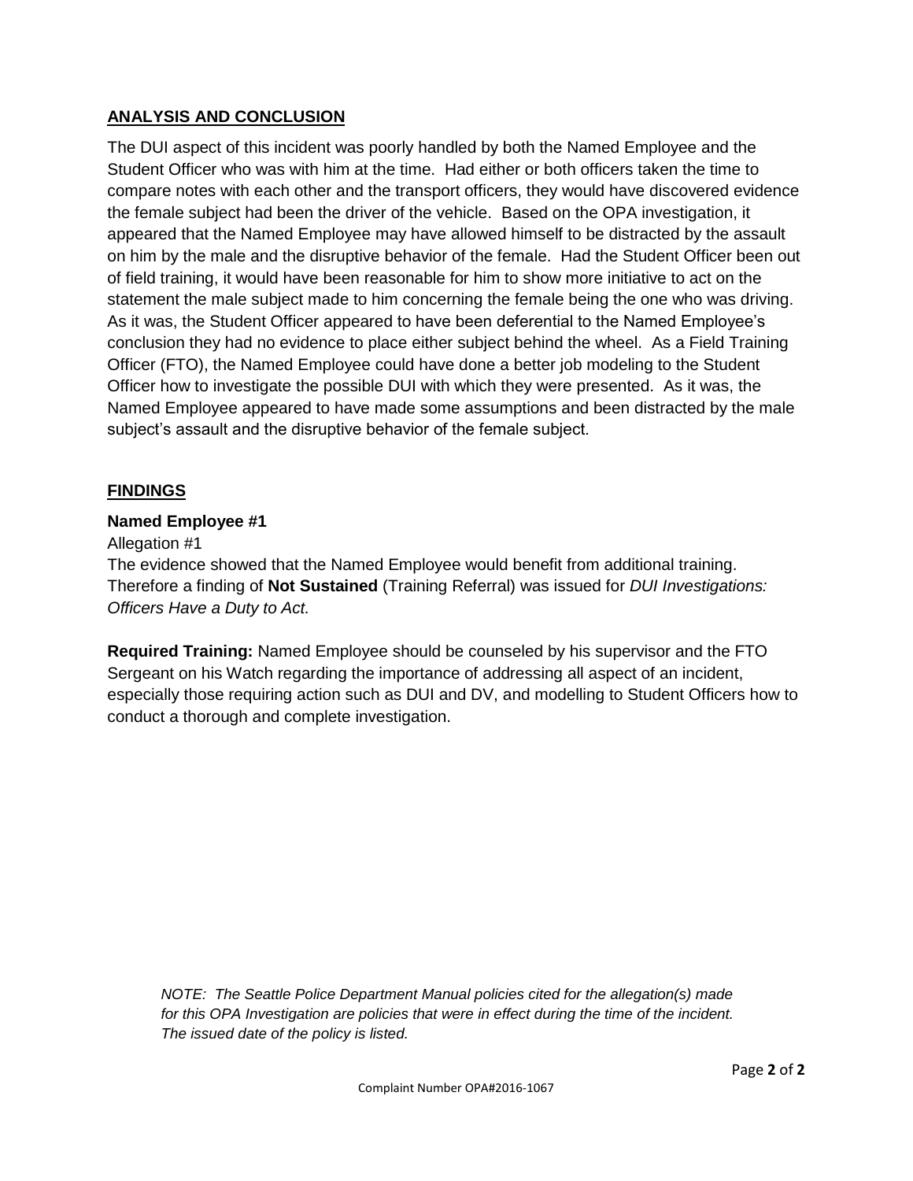## ANALYSIS AND CONCLUSION

The DUI aspect of this incident was poorly handled by both the Named Employee and the Student Officer who was with him at the time. Had either or both officers taken the time to compare notes with each other and the transport officers, they would have discovered evidence the female subject had been the driver of the vehicle. Based on the OPA investigation, it appeared that the Named Employee may have allowed himself to be distracted by the assault on him by the male and the disruptive behavior of the female. Had the Student Officer been out of field training, it would have been reasonable for him to show more initiative to act on the statement the male subject made to him concerning the female being the one who was driving. As it was, the Student Officer appeared to have been deferential to the Named Employee's conclusion they had no evidence to place either subject behind the wheel. As a Field Training Officer (FTO), the Named Employee could have done a better job modeling to the Student Officer how to investigate the possible DUI with which they were presented. As it was, the Named Employee appeared to have made some assumptions and been distracted by the male subject's assault and the disruptive behavior of the female subject.

## FINDINGS

**Named Employee #1**

Allegation #1

The evidence showed that the Named Employee would benefit from additional training. Therefore a finding of **Not Sustained** (Training Referral) was issued for *DUI Investigations: Officers Have a Duty to Act.*

**Required Training:** Named Employee should be counseled by his supervisor and the FTO Sergeant on his Watch regarding the importance of addressing all aspect of an incident, especially those requiring action such as DUI and DV, and modelling to Student Officers how to conduct a thorough and complete investigation.

*NOTE: The Seattle Police Department Manual policies cited for the allegation(s) made for this OPA Investigation are policies that were in effect during the time of the incident. The issued date of the policy is listed.*

Complaint Number OPA#2016-1067